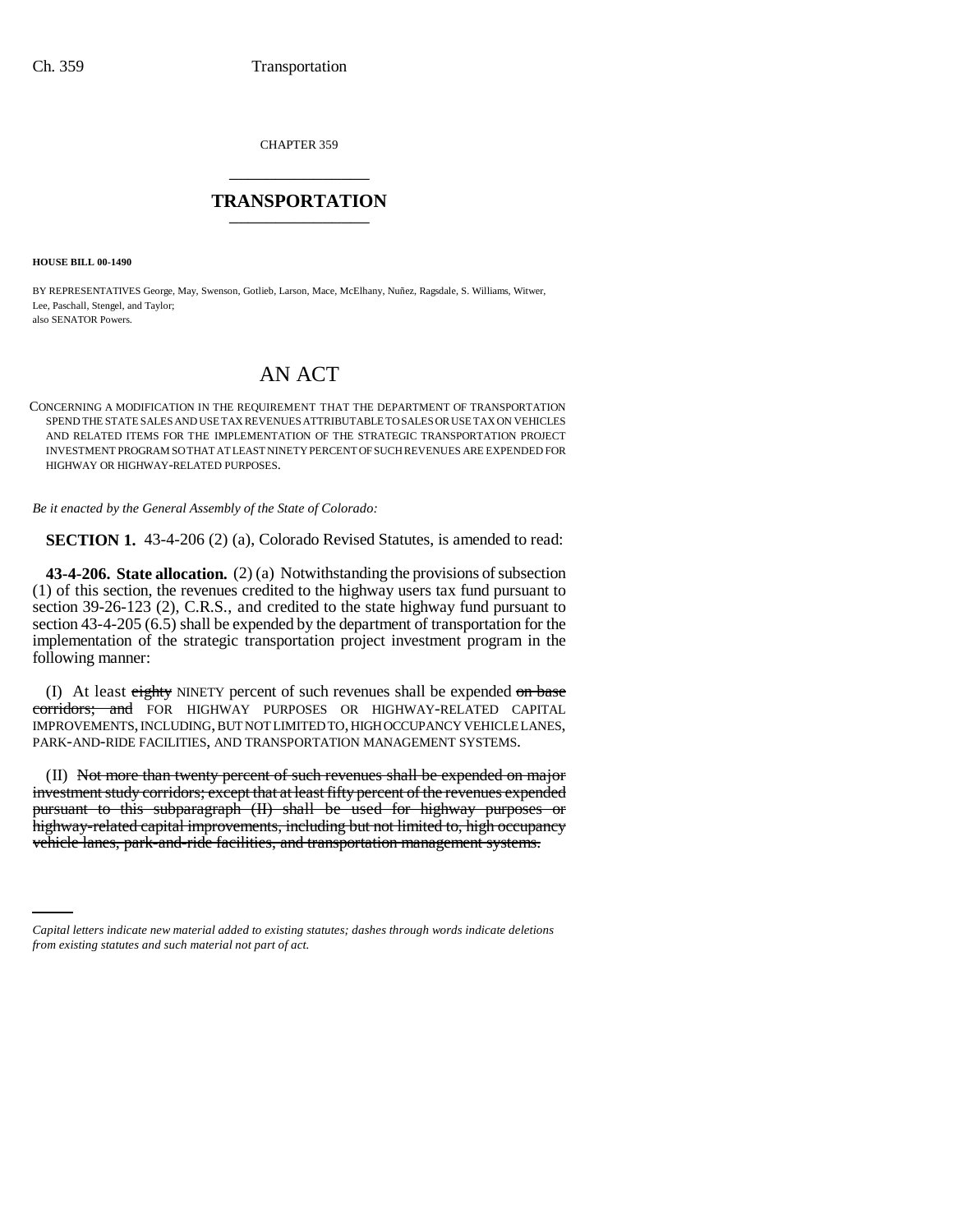CHAPTER 359

# TRANSPORTATION

**HOUSE BILL 00-1490**

BY REPRESENTATIVES George, May, Swenson, Gotlieb, Larson, Mace, McElhany, Nuñez, Ragsdale, S. Williams, Witwer, Lee, Paschall, Stengel, and Taylor;
also SENATOR Powers.

## AN ACT

CONCERNING A MODIFICATION IN THE REQUIREMENT THAT THE DEPARTMENT OF TRANSPORTATION SPEND THE STATE SALES AND USE TAX REVENUES ATTRIBUTABLE TO SALES OR USE TAX ON VEHICLES AND RELATED ITEMS FOR THE IMPLEMENTATION OF THE STRATEGIC TRANSPORTATION PROJECT INVESTMENT PROGRAM SO THAT AT LEAST NINETY PERCENT OF SUCH REVENUES ARE EXPENDED FOR HIGHWAY OR HIGHWAY-RELATED PURPOSES.

*Be it enacted by the General Assembly of the State of Colorado:*

**SECTION 1.** 43-4-206 (2) (a), Colorado Revised Statutes, is amended to read:

**43-4-206. State allocation.** (2) (a) Notwithstanding the provisions of subsection (1) of this section, the revenues credited to the highway users tax fund pursuant to section 39-26-123 (2), C.R.S., and credited to the state highway fund pursuant to section 43-4-205 (6.5) shall be expended by the department of transportation for the implementation of the strategic transportation project investment program in the following manner:

(I) At least ~~eighty~~ NINETY percent of such revenues shall be expended ~~on base corridors; and~~ FOR HIGHWAY PURPOSES OR HIGHWAY-RELATED CAPITAL IMPROVEMENTS, INCLUDING, BUT NOT LIMITED TO, HIGH OCCUPANCY VEHICLE LANES, PARK-AND-RIDE FACILITIES, AND TRANSPORTATION MANAGEMENT SYSTEMS.

(II) ~~Not more than twenty percent of such revenues shall be expended on major investment study corridors; except that at least fifty percent of the revenues expended pursuant to this subparagraph (II) shall be used for highway purposes or highway-related capital improvements, including but not limited to, high occupancy vehicle lanes, park-and-ride facilities, and transportation management systems.~~

*Capital letters indicate new material added to existing statutes; dashes through words indicate deletions from existing statutes and such material not part of act.*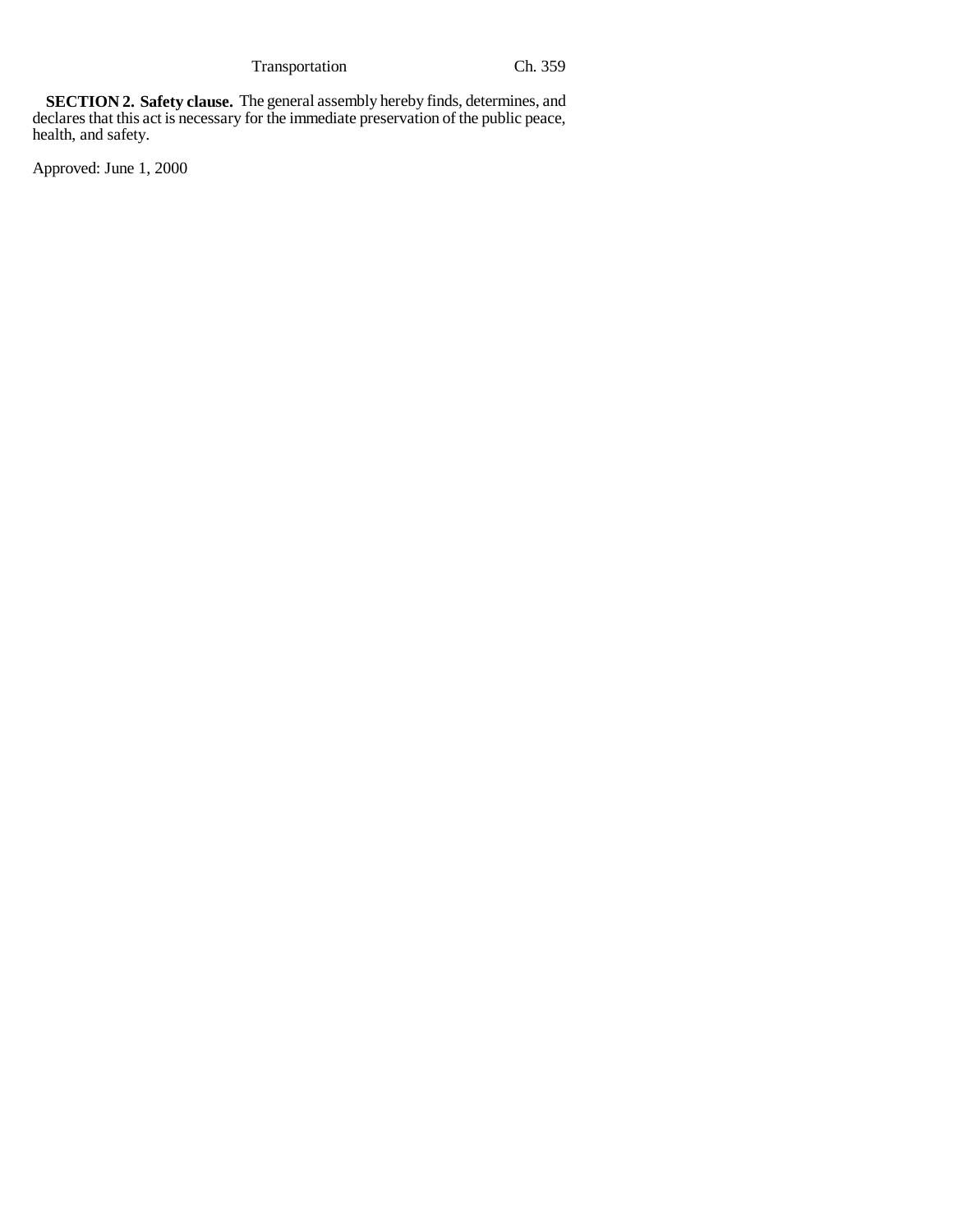**SECTION 2. Safety clause.** The general assembly hereby finds, determines, and declares that this act is necessary for the immediate preservation of the public peace, health, and safety.

Approved: June 1, 2000